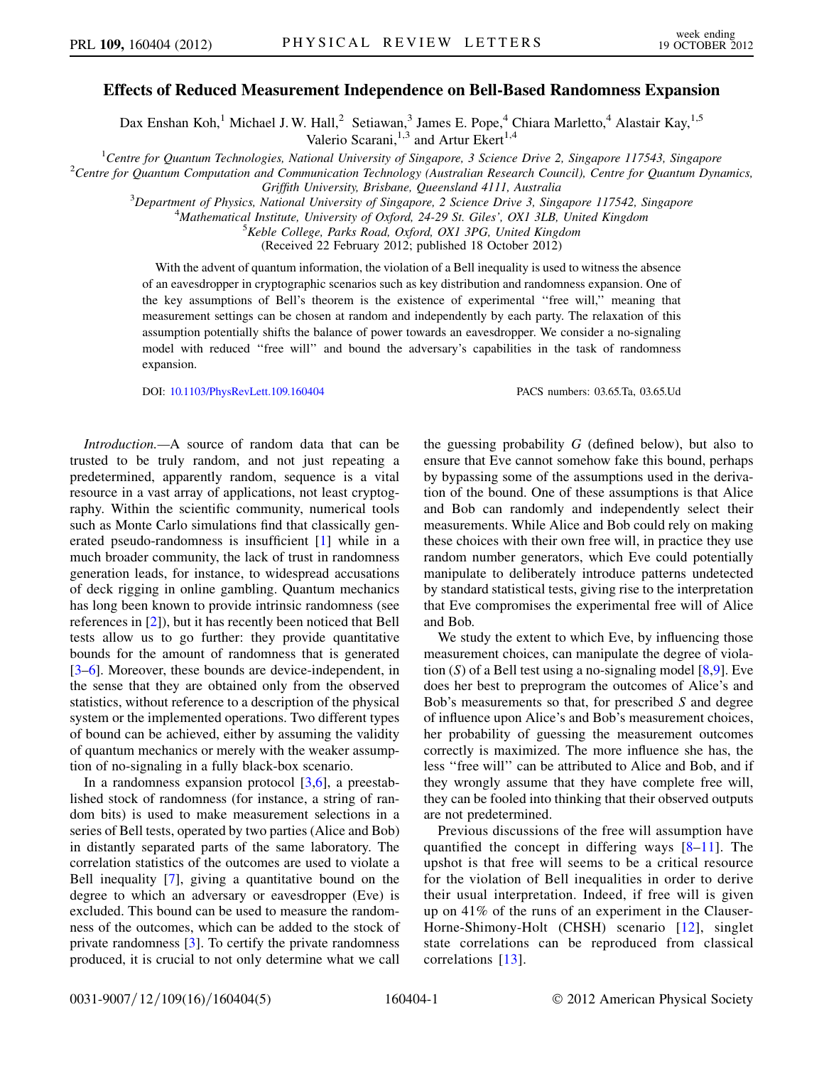# Effects of Reduced Measurement Independence on Bell-Based Randomness Expansion

Dax Enshan Koh,[1] Michael J. W. Hall,[2] Setiawan,[3] James E. Pope,[4] Chiara Marletto,[4] Alastair Kay,[1,5] Valerio Scarani,[1,3] and Artur Ekert[1,4]

[1]Centre for Quantum Technologies, National University of Singapore, 3 Science Drive 2, Singapore 117543, Singapore

[2]Centre for Quantum Computation and Communication Technology (Australian Research Council), Centre for Quantum Dynamics, Griffith University, Brisbane, Queensland 4111, Australia

[3]Department of Physics, National University of Singapore, 2 Science Drive 3, Singapore 117542, Singapore

[4]Mathematical Institute, University of Oxford, 24-29 St. Giles', OX1 3LB, United Kingdom

[5]Keble College, Parks Road, Oxford, OX1 3PG, United Kingdom

(Received 22 February 2012; published 18 October 2012)

With the advent of quantum information, the violation of a Bell inequality is used to witness the absence of an eavesdropper in cryptographic scenarios such as key distribution and randomness expansion. One of the key assumptions of Bell's theorem is the existence of experimental "free will," meaning that measurement settings can be chosen at random and independently by each party. The relaxation of this assumption potentially shifts the balance of power towards an eavesdropper. We consider a no-signaling model with reduced "free will" and bound the adversary's capabilities in the task of randomness expansion.

DOI: 10.1103/PhysRevLett.109.160404 PACS numbers: 03.65.Ta, 03.65.Ud

*Introduction.*—A source of random data that can be trusted to be truly random, and not just repeating a predetermined, apparently random, sequence is a vital resource in a vast array of applications, not least cryptography. Within the scientific community, numerical tools such as Monte Carlo simulations find that classically generated pseudo-randomness is insufficient [1] while in a much broader community, the lack of trust in randomness generation leads, for instance, to widespread accusations of deck rigging in online gambling. Quantum mechanics has long been known to provide intrinsic randomness (see references in [2]), but it has recently been noticed that Bell tests allow us to go further: they provide quantitative bounds for the amount of randomness that is generated [3–6]. Moreover, these bounds are device-independent, in the sense that they are obtained only from the observed statistics, without reference to a description of the physical system or the implemented operations. Two different types of bound can be achieved, either by assuming the validity of quantum mechanics or merely with the weaker assumption of no-signaling in a fully black-box scenario.

In a randomness expansion protocol [3,6], a preestablished stock of randomness (for instance, a string of random bits) is used to make measurement selections in a series of Bell tests, operated by two parties (Alice and Bob) in distantly separated parts of the same laboratory. The correlation statistics of the outcomes are used to violate a Bell inequality [7], giving a quantitative bound on the degree to which an adversary or eavesdropper (Eve) is excluded. This bound can be used to measure the randomness of the outcomes, which can be added to the stock of private randomness [3]. To certify the private randomness produced, it is crucial to not only determine what we call the guessing probability $G$ (defined below), but also to ensure that Eve cannot somehow fake this bound, perhaps by bypassing some of the assumptions used in the derivation of the bound. One of these assumptions is that Alice and Bob can randomly and independently select their measurements. While Alice and Bob could rely on making these choices with their own free will, in practice they use random number generators, which Eve could potentially manipulate to deliberately introduce patterns undetected by standard statistical tests, giving rise to the interpretation that Eve compromises the experimental free will of Alice and Bob.

We study the extent to which Eve, by influencing those measurement choices, can manipulate the degree of violation ($S$) of a Bell test using a no-signaling model [8,9]. Eve does her best to preprogram the outcomes of Alice's and Bob's measurements so that, for prescribed $S$ and degree of influence upon Alice's and Bob's measurement choices, her probability of guessing the measurement outcomes correctly is maximized. The more influence she has, the less "free will" can be attributed to Alice and Bob, and if they wrongly assume that they have complete free will, they can be fooled into thinking that their observed outputs are not predetermined.

Previous discussions of the free will assumption have quantified the concept in differing ways [8–11]. The upshot is that free will seems to be a critical resource for the violation of Bell inequalities in order to derive their usual interpretation. Indeed, if free will is given up on 41% of the runs of an experiment in the Clauser-Horne-Shimony-Holt (CHSH) scenario [12], singlet state correlations can be reproduced from classical correlations [13].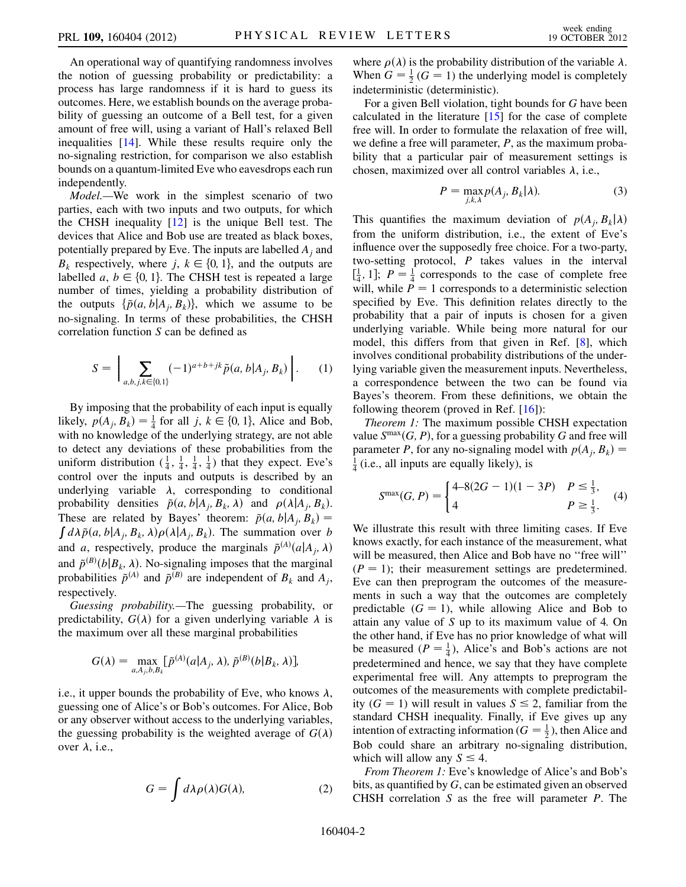An operational way of quantifying randomness involves the notion of guessing probability or predictability: a process has large randomness if it is hard to guess its outcomes. Here, we establish bounds on the average probability of guessing an outcome of a Bell test, for a given amount of free will, using a variant of Hall's relaxed Bell inequalities [14]. While these results require only the no-signaling restriction, for comparison we also establish bounds on a quantum-limited Eve who eavesdrops each run independently.

*Model.*—We work in the simplest scenario of two parties, each with two inputs and two outputs, for which the CHSH inequality [12] is the unique Bell test. The devices that Alice and Bob use are treated as black boxes, potentially prepared by Eve. The inputs are labelled $A_j$ and $B_k$ respectively, where $j, k \in \{0, 1\}$, and the outputs are labelled $a, b \in \{0, 1\}$. The CHSH test is repeated a large number of times, yielding a probability distribution of the outputs $\{\tilde{p}(a, b|A_j, B_k)\}$, which we assume to be no-signaling. In terms of these probabilities, the CHSH correlation function $S$ can be defined as

$$S = \left| \sum_{a,b,j,k\in\{0,1\}} (-1)^{a+b+jk} \tilde{p}(a, b|A_j, B_k) \right|. \tag{1}$$

By imposing that the probability of each input is equally likely, $p(A_j, B_k) = \frac{1}{4}$ for all $j$, $k \in \{0, 1\}$, Alice and Bob, with no knowledge of the underlying strategy, are not able to detect any deviations of these probabilities from the uniform distribution $(\frac{1}{4}, \frac{1}{4}, \frac{1}{4}, \frac{1}{4})$ that they expect. Eve's control over the inputs and outputs is described by an underlying variable $\lambda$, corresponding to conditional probability densities $\tilde{p}(a, b|A_j, B_k, \lambda)$ and $\rho(\lambda|A_j, B_k)$. These are related by Bayes' theorem: $\tilde{p}(a, b|A_j, B_k) = \int d\lambda \tilde{p}(a, b|A_j, B_k, \lambda)\rho(\lambda|A_j, B_k)$. The summation over $b$ and $a$, respectively, produce the marginals $\tilde{p}^{(A)}(a|A_j, \lambda)$ and $\tilde{p}^{(B)}(b|B_k, \lambda)$. No-signaling imposes that the marginal probabilities $\tilde{p}^{(A)}$ and $\tilde{p}^{(B)}$ are independent of $B_k$ and $A_j$, respectively.

*Guessing probability.*—The guessing probability, or predictability, $G(\lambda)$ for a given underlying variable $\lambda$ is the maximum over all these marginal probabilities

$$G(\lambda) = \max_{a,A_j,b,B_k} [\tilde{p}^{(A)}(a|A_j, \lambda), \tilde{p}^{(B)}(b|B_k, \lambda)],$$

i.e., it upper bounds the probability of Eve, who knows $\lambda$, guessing one of Alice's or Bob's outcomes. For Alice, Bob or any observer without access to the underlying variables, the guessing probability is the weighted average of $G(\lambda)$ over $\lambda$, i.e.,

$$G = \int d\lambda \rho(\lambda) G(\lambda), \tag{2}$$

where $\rho(\lambda)$ is the probability distribution of the variable $\lambda$. When $G = \frac{1}{2}$ ($G = 1$) the underlying model is completely indeterministic (deterministic).

For a given Bell violation, tight bounds for $G$ have been calculated in the literature [15] for the case of complete free will. In order to formulate the relaxation of free will, we define a free will parameter, $P$, as the maximum probability that a particular pair of measurement settings is chosen, maximized over all control variables $\lambda$, i.e.,

$$P = \max_{j,k,\lambda} p(A_j, B_k|\lambda). \tag{3}$$

This quantifies the maximum deviation of $p(A_j, B_k|\lambda)$ from the uniform distribution, i.e., the extent of Eve's influence over the supposedly free choice. For a two-party, two-setting protocol, $P$ takes values in the interval $[\frac{1}{4}, 1]$; $P = \frac{1}{4}$ corresponds to the case of complete free will, while $P = 1$ corresponds to a deterministic selection specified by Eve. This definition relates directly to the probability that a pair of inputs is chosen for a given underlying variable. While being more natural for our model, this differs from that given in Ref. [8], which involves conditional probability distributions of the underlying variable given the measurement inputs. Nevertheless, a correspondence between the two can be found via Bayes's theorem. From these definitions, we obtain the following theorem (proved in Ref. [16]):

*Theorem 1:* The maximum possible CHSH expectation value $S^{\max}(G, P)$, for a guessing probability $G$ and free will parameter $P$, for any no-signaling model with $p(A_j, B_k) = \frac{1}{4}$ (i.e., all inputs are equally likely), is

$$S^{\max}(G, P) = \begin{cases} 4\text{–}8(2G - 1)(1 - 3P) & P \leq \frac{1}{3}, \\ 4 & P \geq \frac{1}{3}. \end{cases} \tag{4}$$

We illustrate this result with three limiting cases. If Eve knows exactly, for each instance of the measurement, what will be measured, then Alice and Bob have no "free will" ($P = 1$); their measurement settings are predetermined. Eve can then preprogram the outcomes of the measurements in such a way that the outcomes are completely predictable ($G = 1$), while allowing Alice and Bob to attain any value of $S$ up to its maximum value of 4. On the other hand, if Eve has no prior knowledge of what will be measured ($P = \frac{1}{4}$), Alice's and Bob's actions are not predetermined and hence, we say that they have complete experimental free will. Any attempts to preprogram the outcomes of the measurements with complete predictability ($G = 1$) will result in values $S \leq 2$, familiar from the standard CHSH inequality. Finally, if Eve gives up any intention of extracting information ($G = \frac{1}{2}$), then Alice and Bob could share an arbitrary no-signaling distribution, which will allow any $S \leq 4$.

*From Theorem 1:* Eve's knowledge of Alice's and Bob's bits, as quantified by $G$, can be estimated given an observed CHSH correlation $S$ as the free will parameter $P$. The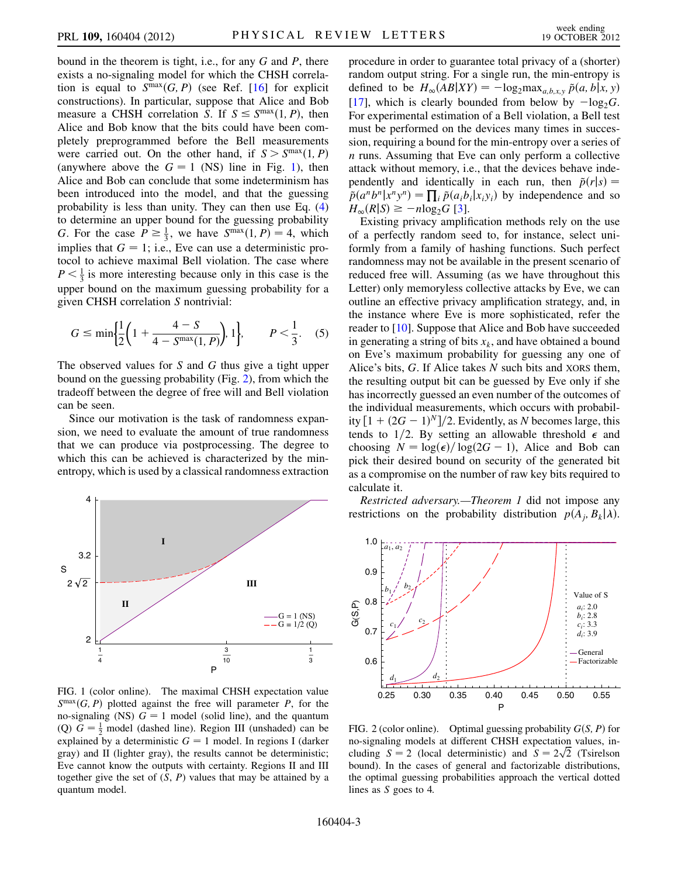bound in the theorem is tight, i.e., for any $G$ and $P$, there exists a no-signaling model for which the CHSH correlation is equal to $S^{\max}(G, P)$ (see Ref. [16] for explicit constructions). In particular, suppose that Alice and Bob measure a CHSH correlation $S$. If $S \leq S^{\max}(1, P)$, then Alice and Bob know that the bits could have been completely preprogrammed before the Bell measurements were carried out. On the other hand, if $S > S^{\max}(1, P)$ (anywhere above the $G = 1$ (NS) line in Fig. 1), then Alice and Bob can conclude that some indeterminism has been introduced into the model, and that the guessing probability is less than unity. They can then use Eq. (4) to determine an upper bound for the guessing probability $G$. For the case $P \geq \frac{1}{3}$, we have $S^{\max}(1, P) = 4$, which implies that $G = 1$; i.e., Eve can use a deterministic protocol to achieve maximal Bell violation. The case where $P < \frac{1}{3}$ is more interesting because only in this case is the upper bound on the maximum guessing probability for a given CHSH correlation $S$ nontrivial:

$$G \leq \min\left\{\frac{1}{2}\left(1 + \frac{4 - S}{4 - S^{\max}(1, P)}\right), 1\right\}, \qquad P < \frac{1}{3}. \quad (5)$$

The observed values for $S$ and $G$ thus give a tight upper bound on the guessing probability (Fig. 2), from which the tradeoff between the degree of free will and Bell violation can be seen.

Since our motivation is the task of randomness expansion, we need to evaluate the amount of true randomness that we can produce via postprocessing. The degree to which this can be achieved is characterized by the min-entropy, which is used by a classical randomness extraction procedure in order to guarantee total privacy of a (shorter) random output string. For a single run, the min-entropy is defined to be $H_\infty(AB|XY) = -\log_2 \max_{a,b,x,y} \tilde{p}(a, b|x, y)$ [17], which is clearly bounded from below by $-\log_2 G$. For experimental estimation of a Bell violation, a Bell test must be performed on the devices many times in succession, requiring a bound for the min-entropy over a series of $n$ runs. Assuming that Eve can only perform a collective attack without memory, i.e., that the devices behave independently and identically in each run, then $\tilde{p}(r|s) = \tilde{p}(a^n b^n|x^n y^n) = \prod_i \tilde{p}(a_i b_i|x_i y_i)$ by independence and so $H_\infty(R|S) \geq -n \log_2 G$ [3].

Existing privacy amplification methods rely on the use of a perfectly random seed to, for instance, select uniformly from a family of hashing functions. Such perfect randomness may not be available in the present scenario of reduced free will. Assuming (as we have throughout this Letter) only memoryless collective attacks by Eve, we can outline an effective privacy amplification strategy, and, in the instance where Eve is more sophisticated, refer the reader to [10]. Suppose that Alice and Bob have succeeded in generating a string of bits $x_k$, and have obtained a bound on Eve's maximum probability for guessing any one of Alice's bits, $G$. If Alice takes $N$ such bits and XORS them, the resulting output bit can be guessed by Eve only if she has incorrectly guessed an even number of the outcomes of the individual measurements, which occurs with probability $[1 + (2G - 1)^N]/2$. Evidently, as $N$ becomes large, this tends to $1/2$. By setting an allowable threshold $\epsilon$ and choosing $N = \log(\epsilon)/\log(2G - 1)$, Alice and Bob can pick their desired bound on security of the generated bit as a compromise on the number of raw key bits required to calculate it.

FIG. 1 (color online). The maximal CHSH expectation value $S^{\max}(G, P)$ plotted against the free will parameter $P$, for the no-signaling (NS) $G = 1$ model (solid line), and the quantum (Q) $G = \frac{1}{2}$ model (dashed line). Region III (unshaded) can be explained by a deterministic $G = 1$ model. In regions I (darker gray) and II (lighter gray), the results cannot be deterministic; Eve cannot know the outputs with certainty. Regions II and III together give the set of $(S, P)$ values that may be attained by a quantum model.

FIG. 2 (color online). Optimal guessing probability $G(S, P)$ for no-signaling models at different CHSH expectation values, including $S = 2$ (local deterministic) and $S = 2\sqrt{2}$ (Tsirelson bound). In the cases of general and factorizable distributions, the optimal guessing probabilities approach the vertical dotted lines as $S$ goes to 4.

*Restricted adversary.*—*Theorem 1* did not impose any restrictions on the probability distribution $p(A_j, B_k|\lambda)$.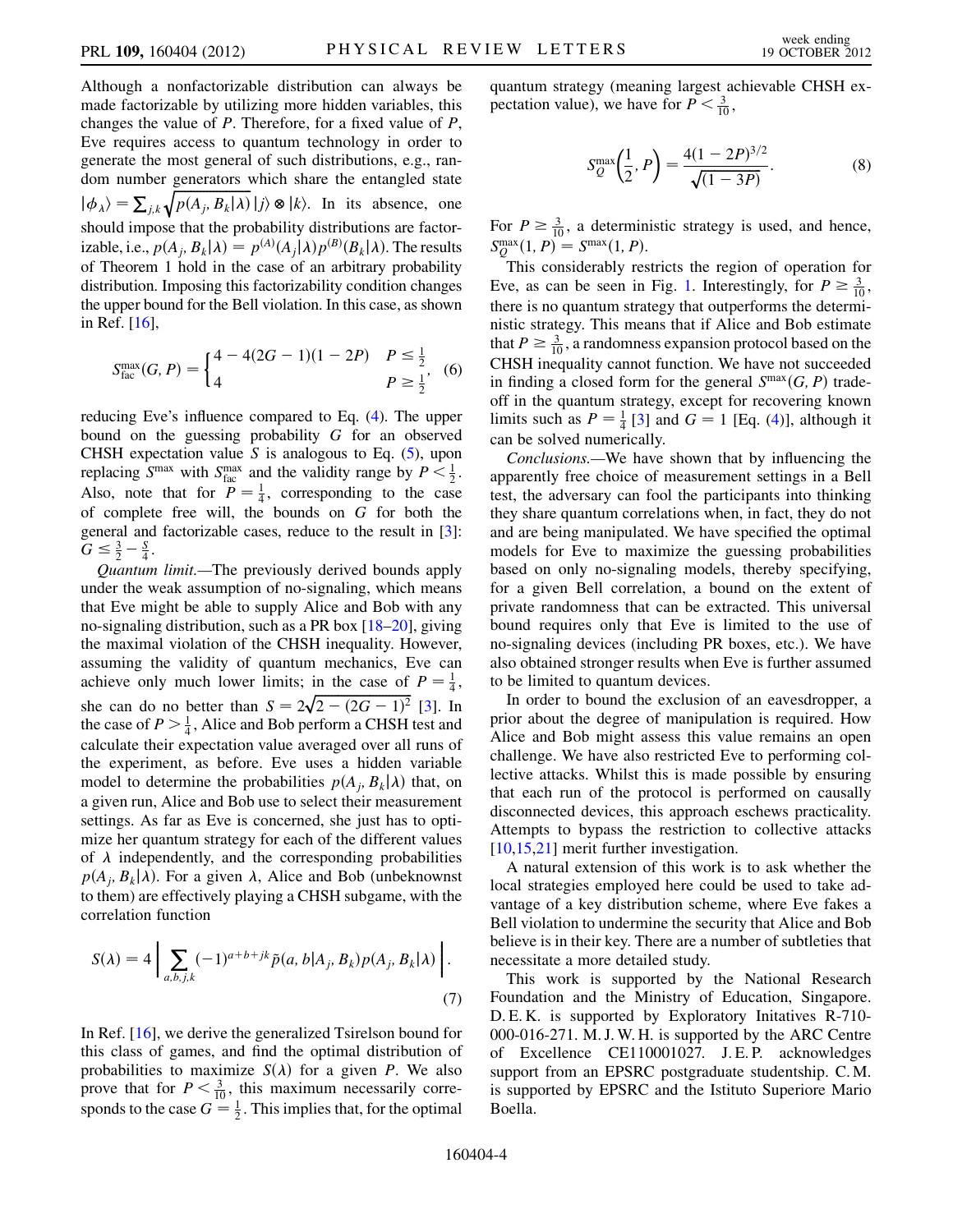Although a nonfactorizable distribution can always be made factorizable by utilizing more hidden variables, this changes the value of $P$. Therefore, for a fixed value of $P$, Eve requires access to quantum technology in order to generate the most general of such distributions, e.g., random number generators which share the entangled state $|\phi_\lambda\rangle = \sum_{j,k}\sqrt{p(A_j, B_k|\lambda)}\,|j\rangle \otimes |k\rangle$. In its absence, one should impose that the probability distributions are factorizable, i.e., $p(A_j, B_k|\lambda) = p^{(A)}(A_j|\lambda)p^{(B)}(B_k|\lambda)$. The results of Theorem 1 hold in the case of an arbitrary probability distribution. Imposing this factorizability condition changes the upper bound for the Bell violation. In this case, as shown in Ref. [16],

$$S_{\rm fac}^{\max}(G, P) = \begin{cases} 4 - 4(2G - 1)(1 - 2P) & P \le \frac{1}{2} \\ 4 & P \ge \frac{1}{2}, \end{cases} \quad (6)$$

reducing Eve's influence compared to Eq. (4). The upper bound on the guessing probability $G$ for an observed CHSH expectation value $S$ is analogous to Eq. (5), upon replacing $S^{\max}$ with $S_{\rm fac}^{\max}$ and the validity range by $P < \frac{1}{2}$. Also, note that for $P = \frac{1}{4}$, corresponding to the case of complete free will, the bounds on $G$ for both the general and factorizable cases, reduce to the result in [3]: $G \le \frac{3}{2} - \frac{S}{4}$.

*Quantum limit.*—The previously derived bounds apply under the weak assumption of no-signaling, which means that Eve might be able to supply Alice and Bob with any no-signaling distribution, such as a PR box [18–20], giving the maximal violation of the CHSH inequality. However, assuming the validity of quantum mechanics, Eve can achieve only much lower limits; in the case of $P = \frac{1}{4}$, she can do no better than $S = 2\sqrt{2 - (2G - 1)^2}$ [3]. In the case of $P > \frac{1}{4}$, Alice and Bob perform a CHSH test and calculate their expectation value averaged over all runs of the experiment, as before. Eve uses a hidden variable model to determine the probabilities $p(A_j, B_k|\lambda)$ that, on a given run, Alice and Bob use to select their measurement settings. As far as Eve is concerned, she just has to optimize her quantum strategy for each of the different values of $\lambda$ independently, and the corresponding probabilities $p(A_j, B_k|\lambda)$. For a given $\lambda$, Alice and Bob (unbeknownst to them) are effectively playing a CHSH subgame, with the correlation function

$$S(\lambda) = 4\left|\sum_{a,b,j,k}(-1)^{a+b+jk}\tilde{p}(a, b|A_j, B_k)p(A_j, B_k|\lambda)\right|. \quad (7)$$

In Ref. [16], we derive the generalized Tsirelson bound for this class of games, and find the optimal distribution of probabilities to maximize $S(\lambda)$ for a given $P$. We also prove that for $P < \frac{3}{10}$, this maximum necessarily corresponds to the case $G = \frac{1}{2}$. This implies that, for the optimal quantum strategy (meaning largest achievable CHSH expectation value), we have for $P < \frac{3}{10}$,

$$S_Q^{\max}\left(\frac{1}{2}, P\right) = \frac{4(1 - 2P)^{3/2}}{\sqrt{(1 - 3P)}}. \quad (8)$$

For $P \ge \frac{3}{10}$, a deterministic strategy is used, and hence, $S_Q^{\max}(1, P) = S^{\max}(1, P)$.

This considerably restricts the region of operation for Eve, as can be seen in Fig. 1. Interestingly, for $P \ge \frac{3}{10}$, there is no quantum strategy that outperforms the deterministic strategy. This means that if Alice and Bob estimate that $P \ge \frac{3}{10}$, a randomness expansion protocol based on the CHSH inequality cannot function. We have not succeeded in finding a closed form for the general $S^{\max}(G, P)$ tradeoff in the quantum strategy, except for recovering known limits such as $P = \frac{1}{4}$ [3] and $G = 1$ [Eq. (4)], although it can be solved numerically.

*Conclusions.*—We have shown that by influencing the apparently free choice of measurement settings in a Bell test, the adversary can fool the participants into thinking they share quantum correlations when, in fact, they do not and are being manipulated. We have specified the optimal models for Eve to maximize the guessing probabilities based on only no-signaling models, thereby specifying, for a given Bell correlation, a bound on the extent of private randomness that can be extracted. This universal bound requires only that Eve is limited to the use of no-signaling devices (including PR boxes, etc.). We have also obtained stronger results when Eve is further assumed to be limited to quantum devices.

In order to bound the exclusion of an eavesdropper, a prior about the degree of manipulation is required. How Alice and Bob might assess this value remains an open challenge. We have also restricted Eve to performing collective attacks. Whilst this is made possible by ensuring that each run of the protocol is performed on causally disconnected devices, this approach eschews practicality. Attempts to bypass the restriction to collective attacks [10,15,21] merit further investigation.

A natural extension of this work is to ask whether the local strategies employed here could be used to take advantage of a key distribution scheme, where Eve fakes a Bell violation to undermine the security that Alice and Bob believe is in their key. There are a number of subtleties that necessitate a more detailed study.

This work is supported by the National Research Foundation and the Ministry of Education, Singapore. D. E. K. is supported by Exploratory Initatives R-710-000-016-271. M. J. W. H. is supported by the ARC Centre of Excellence CE110001027. J. E. P. acknowledges support from an EPSRC postgraduate studentship. C. M. is supported by EPSRC and the Istituto Superiore Mario Boella.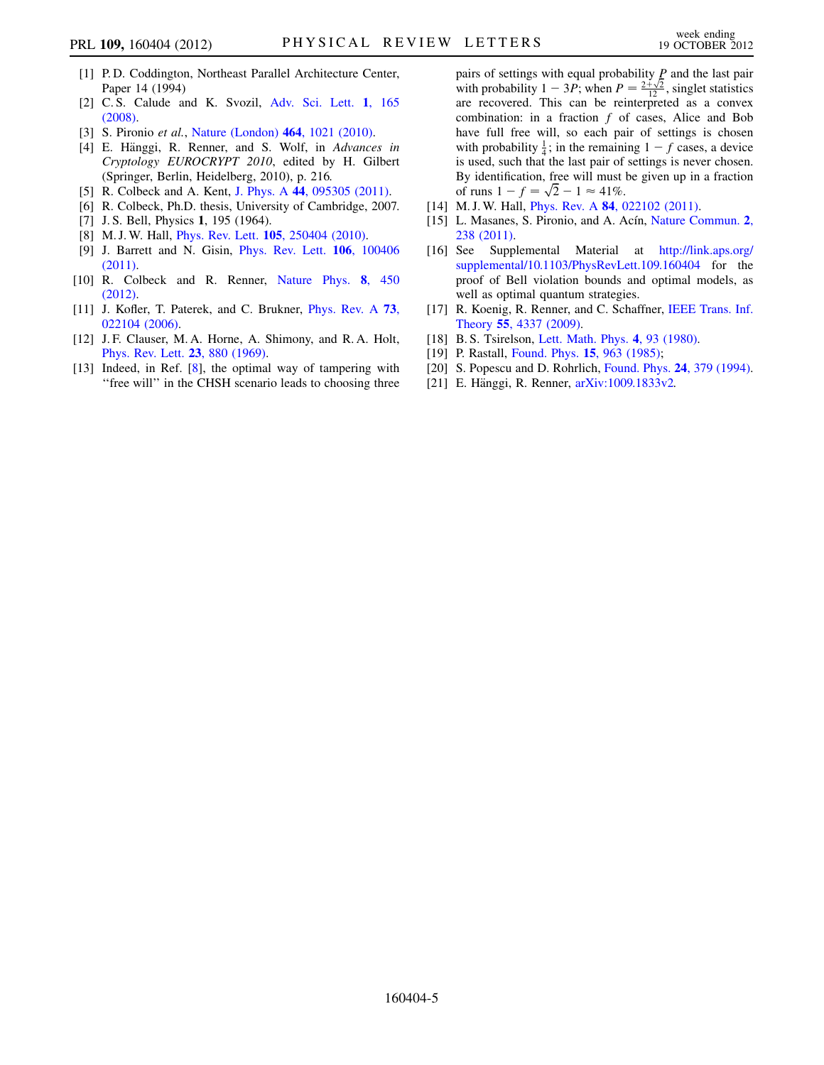[1] P. D. Coddington, Northeast Parallel Architecture Center, Paper 14 (1994)

[2] C. S. Calude and K. Svozil, Adv. Sci. Lett. **1**, 165 (2008).

[3] S. Pironio *et al.*, Nature (London) **464**, 1021 (2010).

[4] E. Hänggi, R. Renner, and S. Wolf, in *Advances in Cryptology EUROCRYPT 2010*, edited by H. Gilbert (Springer, Berlin, Heidelberg, 2010), p. 216.

[5] R. Colbeck and A. Kent, J. Phys. A **44**, 095305 (2011).

[6] R. Colbeck, Ph.D. thesis, University of Cambridge, 2007.

[7] J. S. Bell, Physics **1**, 195 (1964).

[8] M. J. W. Hall, Phys. Rev. Lett. **105**, 250404 (2010).

[9] J. Barrett and N. Gisin, Phys. Rev. Lett. **106**, 100406 (2011).

[10] R. Colbeck and R. Renner, Nature Phys. **8**, 450 (2012).

[11] J. Kofler, T. Paterek, and C. Brukner, Phys. Rev. A **73**, 022104 (2006).

[12] J. F. Clauser, M. A. Horne, A. Shimony, and R. A. Holt, Phys. Rev. Lett. **23**, 880 (1969).

[13] Indeed, in Ref. [8], the optimal way of tampering with "free will" in the CHSH scenario leads to choosing three pairs of settings with equal probability $P$ and the last pair with probability $1 - 3P$; when $P = \frac{2+\sqrt{2}}{12}$, singlet statistics are recovered. This can be reinterpreted as a convex combination: in a fraction $f$ of cases, Alice and Bob have full free will, so each pair of settings is chosen with probability $\frac{1}{4}$; in the remaining $1 - f$ cases, a device is used, such that the last pair of settings is never chosen. By identification, free will must be given up in a fraction of runs $1 - f = \sqrt{2} - 1 \approx 41\%$.

[14] M. J. W. Hall, Phys. Rev. A **84**, 022102 (2011).

[15] L. Masanes, S. Pironio, and A. Acín, Nature Commun. **2**, 238 (2011).

[16] See Supplemental Material at http://link.aps.org/supplemental/10.1103/PhysRevLett.109.160404 for the proof of Bell violation bounds and optimal models, as well as optimal quantum strategies.

[17] R. Koenig, R. Renner, and C. Schaffner, IEEE Trans. Inf. Theory **55**, 4337 (2009).

[18] B. S. Tsirelson, Lett. Math. Phys. **4**, 93 (1980).

[19] P. Rastall, Found. Phys. **15**, 963 (1985);

[20] S. Popescu and D. Rohrlich, Found. Phys. **24**, 379 (1994).

[21] E. Hänggi, R. Renner, arXiv:1009.1833v2.